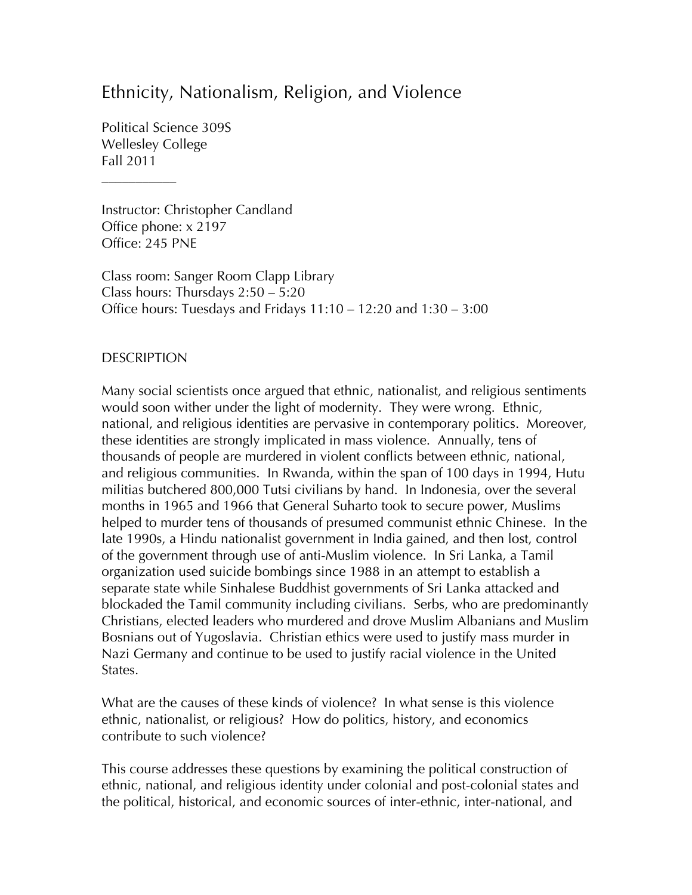# Ethnicity, Nationalism, Religion, and Violence

Political Science 309S
Wellesley College
Fall 2011

___________

Instructor: Christopher Candland
Office phone: x 2197
Office: 245 PNE

Class room: Sanger Room Clapp Library
Class hours: Thursdays 2:50 – 5:20
Office hours: Tuesdays and Fridays 11:10 – 12:20 and 1:30 – 3:00

## DESCRIPTION

Many social scientists once argued that ethnic, nationalist, and religious sentiments would soon wither under the light of modernity. They were wrong. Ethnic, national, and religious identities are pervasive in contemporary politics. Moreover, these identities are strongly implicated in mass violence. Annually, tens of thousands of people are murdered in violent conflicts between ethnic, national, and religious communities. In Rwanda, within the span of 100 days in 1994, Hutu militias butchered 800,000 Tutsi civilians by hand. In Indonesia, over the several months in 1965 and 1966 that General Suharto took to secure power, Muslims helped to murder tens of thousands of presumed communist ethnic Chinese. In the late 1990s, a Hindu nationalist government in India gained, and then lost, control of the government through use of anti-Muslim violence. In Sri Lanka, a Tamil organization used suicide bombings since 1988 in an attempt to establish a separate state while Sinhalese Buddhist governments of Sri Lanka attacked and blockaded the Tamil community including civilians. Serbs, who are predominantly Christians, elected leaders who murdered and drove Muslim Albanians and Muslim Bosnians out of Yugoslavia. Christian ethics were used to justify mass murder in Nazi Germany and continue to be used to justify racial violence in the United States.

What are the causes of these kinds of violence? In what sense is this violence ethnic, nationalist, or religious? How do politics, history, and economics contribute to such violence?

This course addresses these questions by examining the political construction of ethnic, national, and religious identity under colonial and post-colonial states and the political, historical, and economic sources of inter-ethnic, inter-national, and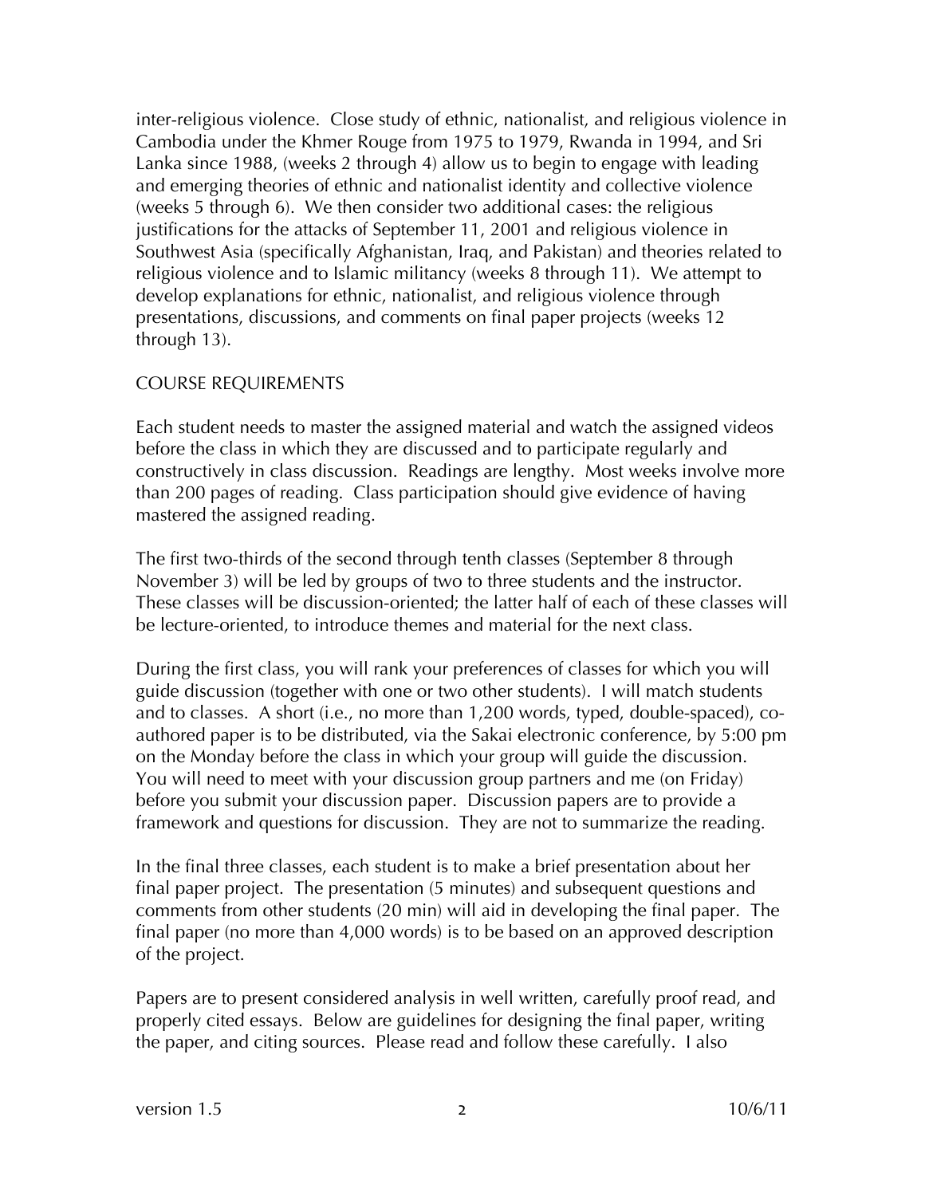inter-religious violence. Close study of ethnic, nationalist, and religious violence in Cambodia under the Khmer Rouge from 1975 to 1979, Rwanda in 1994, and Sri Lanka since 1988, (weeks 2 through 4) allow us to begin to engage with leading and emerging theories of ethnic and nationalist identity and collective violence (weeks 5 through 6). We then consider two additional cases: the religious justifications for the attacks of September 11, 2001 and religious violence in Southwest Asia (specifically Afghanistan, Iraq, and Pakistan) and theories related to religious violence and to Islamic militancy (weeks 8 through 11). We attempt to develop explanations for ethnic, nationalist, and religious violence through presentations, discussions, and comments on final paper projects (weeks 12 through 13).

## COURSE REQUIREMENTS

Each student needs to master the assigned material and watch the assigned videos before the class in which they are discussed and to participate regularly and constructively in class discussion. Readings are lengthy. Most weeks involve more than 200 pages of reading. Class participation should give evidence of having mastered the assigned reading.

The first two-thirds of the second through tenth classes (September 8 through November 3) will be led by groups of two to three students and the instructor. These classes will be discussion-oriented; the latter half of each of these classes will be lecture-oriented, to introduce themes and material for the next class.

During the first class, you will rank your preferences of classes for which you will guide discussion (together with one or two other students). I will match students and to classes. A short (i.e., no more than 1,200 words, typed, double-spaced), co-authored paper is to be distributed, via the Sakai electronic conference, by 5:00 pm on the Monday before the class in which your group will guide the discussion. You will need to meet with your discussion group partners and me (on Friday) before you submit your discussion paper. Discussion papers are to provide a framework and questions for discussion. They are not to summarize the reading.

In the final three classes, each student is to make a brief presentation about her final paper project. The presentation (5 minutes) and subsequent questions and comments from other students (20 min) will aid in developing the final paper. The final paper (no more than 4,000 words) is to be based on an approved description of the project.

Papers are to present considered analysis in well written, carefully proof read, and properly cited essays. Below are guidelines for designing the final paper, writing the paper, and citing sources. Please read and follow these carefully. I also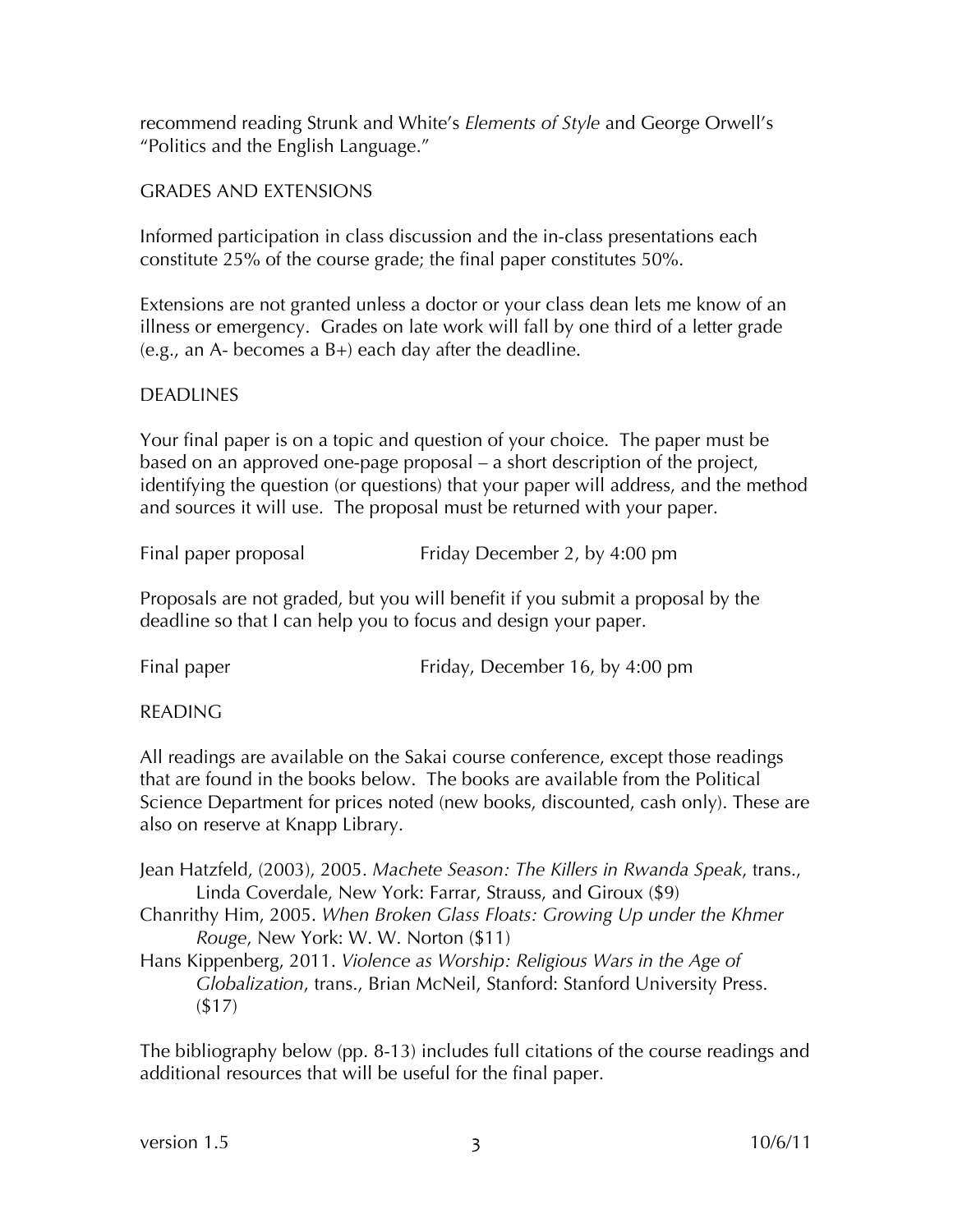recommend reading Strunk and White's *Elements of Style* and George Orwell's "Politics and the English Language."

## GRADES AND EXTENSIONS

Informed participation in class discussion and the in-class presentations each constitute 25% of the course grade; the final paper constitutes 50%.

Extensions are not granted unless a doctor or your class dean lets me know of an illness or emergency. Grades on late work will fall by one third of a letter grade (e.g., an A- becomes a B+) each day after the deadline.

## DEADLINES

Your final paper is on a topic and question of your choice. The paper must be based on an approved one-page proposal – a short description of the project, identifying the question (or questions) that your paper will address, and the method and sources it will use. The proposal must be returned with your paper.

Final paper proposal — Friday December 2, by 4:00 pm

Proposals are not graded, but you will benefit if you submit a proposal by the deadline so that I can help you to focus and design your paper.

Final paper — Friday, December 16, by 4:00 pm

## READING

All readings are available on the Sakai course conference, except those readings that are found in the books below. The books are available from the Political Science Department for prices noted (new books, discounted, cash only). These are also on reserve at Knapp Library.

Jean Hatzfeld, (2003), 2005. *Machete Season: The Killers in Rwanda Speak*, trans., Linda Coverdale, New York: Farrar, Strauss, and Giroux ($9)

Chanrithy Him, 2005. *When Broken Glass Floats: Growing Up under the Khmer Rouge*, New York: W. W. Norton ($11)

Hans Kippenberg, 2011. *Violence as Worship: Religious Wars in the Age of Globalization*, trans., Brian McNeil, Stanford: Stanford University Press. ($17)

The bibliography below (pp. 8-13) includes full citations of the course readings and additional resources that will be useful for the final paper.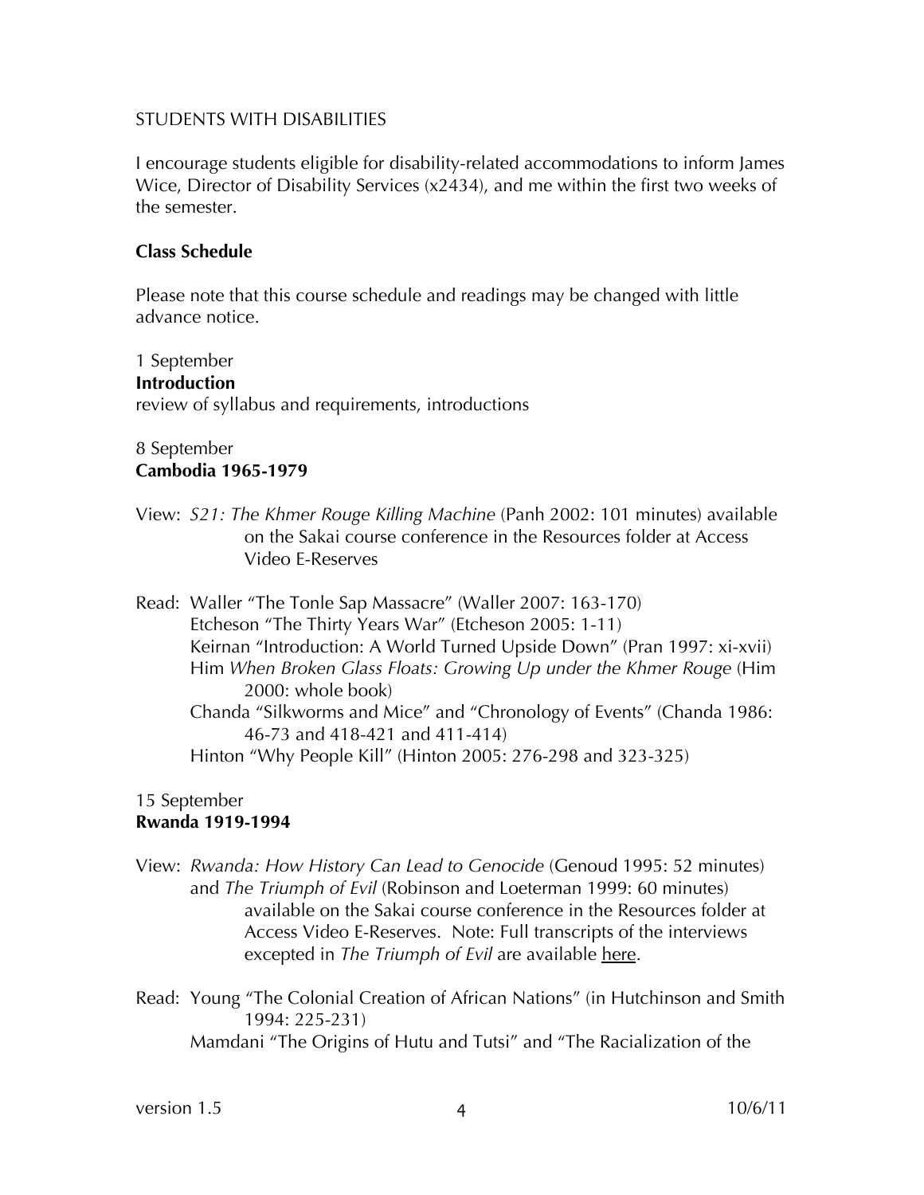STUDENTS WITH DISABILITIES

I encourage students eligible for disability-related accommodations to inform James Wice, Director of Disability Services (x2434), and me within the first two weeks of the semester.

**Class Schedule**

Please note that this course schedule and readings may be changed with little advance notice.

1 September
**Introduction**
review of syllabus and requirements, introductions

8 September
**Cambodia 1965-1979**

View: *S21: The Khmer Rouge Killing Machine* (Panh 2002: 101 minutes) available on the Sakai course conference in the Resources folder at Access Video E-Reserves

Read: Waller "The Tonle Sap Massacre" (Waller 2007: 163-170)
Etcheson "The Thirty Years War" (Etcheson 2005: 1-11)
Keirnan "Introduction: A World Turned Upside Down" (Pran 1997: xi-xvii)
Him *When Broken Glass Floats: Growing Up under the Khmer Rouge* (Him 2000: whole book)
Chanda "Silkworms and Mice" and "Chronology of Events" (Chanda 1986: 46-73 and 418-421 and 411-414)
Hinton "Why People Kill" (Hinton 2005: 276-298 and 323-325)

15 September
**Rwanda 1919-1994**

View: *Rwanda: How History Can Lead to Genocide* (Genoud 1995: 52 minutes) and *The Triumph of Evil* (Robinson and Loeterman 1999: 60 minutes) available on the Sakai course conference in the Resources folder at Access Video E-Reserves. Note: Full transcripts of the interviews excepted in *The Triumph of Evil* are available here.

Read: Young "The Colonial Creation of African Nations" (in Hutchinson and Smith 1994: 225-231)
Mamdani "The Origins of Hutu and Tutsi" and "The Racialization of the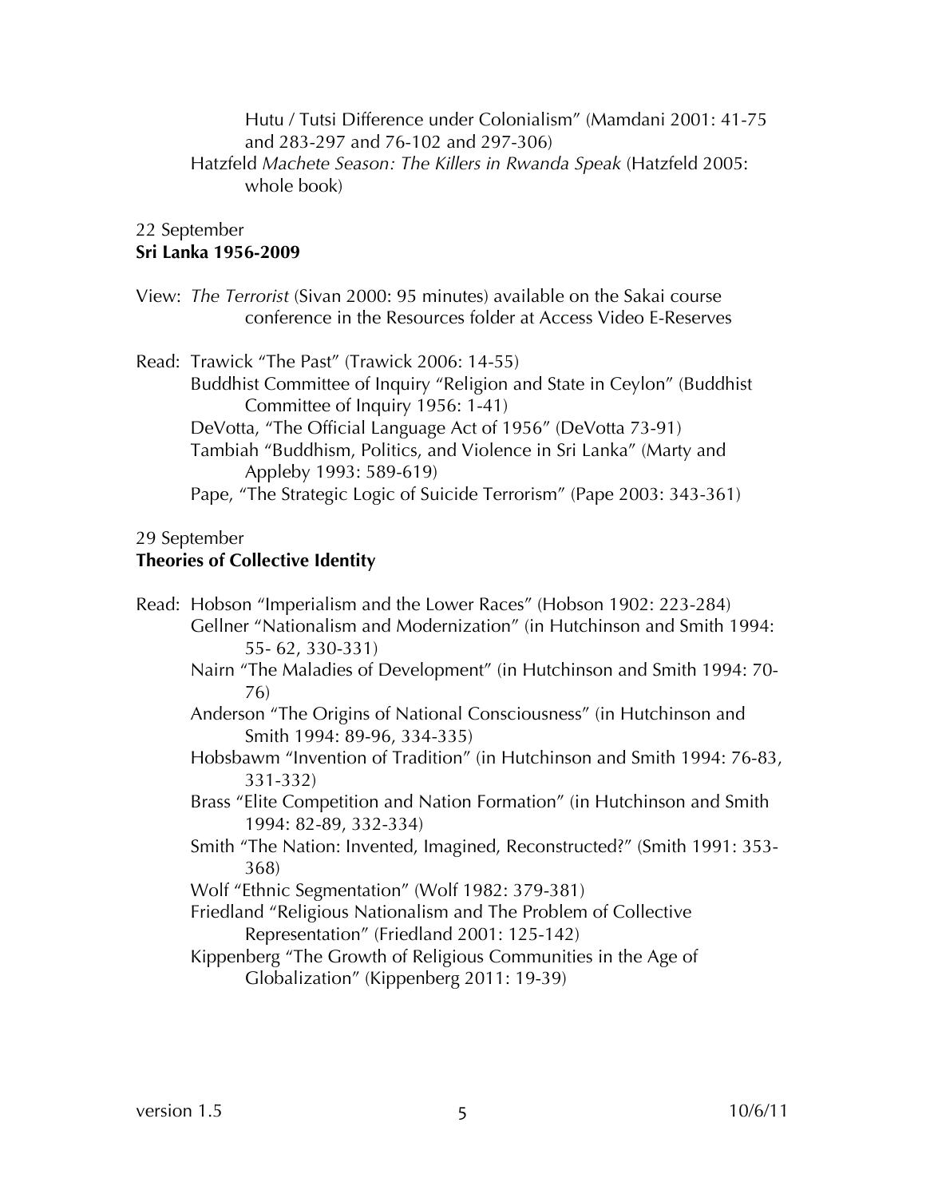Hutu / Tutsi Difference under Colonialism" (Mamdani 2001: 41-75 and 283-297 and 76-102 and 297-306)

Hatzfeld *Machete Season: The Killers in Rwanda Speak* (Hatzfeld 2005: whole book)

22 September

**Sri Lanka 1956-2009**

View: *The Terrorist* (Sivan 2000: 95 minutes) available on the Sakai course conference in the Resources folder at Access Video E-Reserves

Read: Trawick "The Past" (Trawick 2006: 14-55)

Buddhist Committee of Inquiry "Religion and State in Ceylon" (Buddhist Committee of Inquiry 1956: 1-41)

DeVotta, "The Official Language Act of 1956" (DeVotta 73-91)

Tambiah "Buddhism, Politics, and Violence in Sri Lanka" (Marty and Appleby 1993: 589-619)

Pape, "The Strategic Logic of Suicide Terrorism" (Pape 2003: 343-361)

29 September

**Theories of Collective Identity**

Read: Hobson "Imperialism and the Lower Races" (Hobson 1902: 223-284)

Gellner "Nationalism and Modernization" (in Hutchinson and Smith 1994: 55- 62, 330-331)

Nairn "The Maladies of Development" (in Hutchinson and Smith 1994: 70-76)

Anderson "The Origins of National Consciousness" (in Hutchinson and Smith 1994: 89-96, 334-335)

Hobsbawm "Invention of Tradition" (in Hutchinson and Smith 1994: 76-83, 331-332)

Brass "Elite Competition and Nation Formation" (in Hutchinson and Smith 1994: 82-89, 332-334)

Smith "The Nation: Invented, Imagined, Reconstructed?" (Smith 1991: 353-368)

Wolf "Ethnic Segmentation" (Wolf 1982: 379-381)

Friedland "Religious Nationalism and The Problem of Collective Representation" (Friedland 2001: 125-142)

Kippenberg "The Growth of Religious Communities in the Age of Globalization" (Kippenberg 2011: 19-39)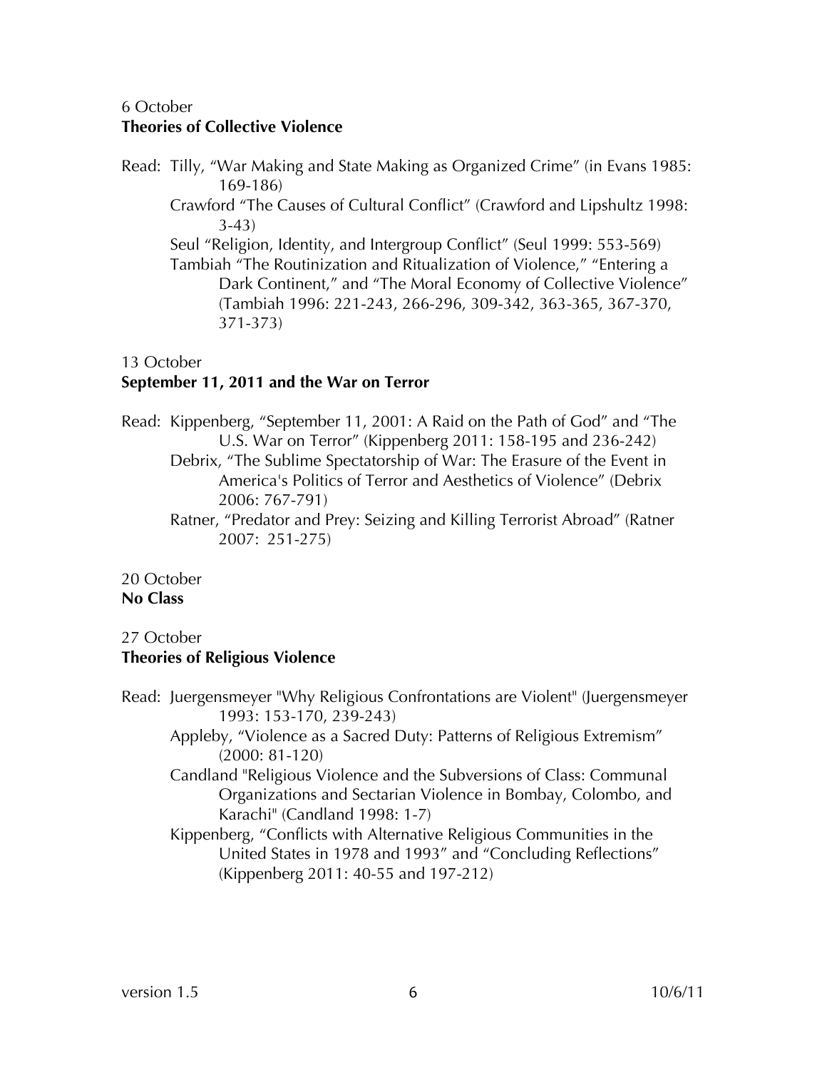6 October
**Theories of Collective Violence**

Read: Tilly, "War Making and State Making as Organized Crime" (in Evans 1985: 169-186)
Crawford "The Causes of Cultural Conflict" (Crawford and Lipshultz 1998: 3-43)
Seul "Religion, Identity, and Intergroup Conflict" (Seul 1999: 553-569)
Tambiah "The Routinization and Ritualization of Violence," "Entering a Dark Continent," and "The Moral Economy of Collective Violence" (Tambiah 1996: 221-243, 266-296, 309-342, 363-365, 367-370, 371-373)

13 October
**September 11, 2011 and the War on Terror**

Read: Kippenberg, "September 11, 2001: A Raid on the Path of God" and "The U.S. War on Terror" (Kippenberg 2011: 158-195 and 236-242)
Debrix, "The Sublime Spectatorship of War: The Erasure of the Event in America's Politics of Terror and Aesthetics of Violence" (Debrix 2006: 767-791)
Ratner, "Predator and Prey: Seizing and Killing Terrorist Abroad" (Ratner 2007: 251-275)

20 October
**No Class**

27 October
**Theories of Religious Violence**

Read: Juergensmeyer "Why Religious Confrontations are Violent" (Juergensmeyer 1993: 153-170, 239-243)
Appleby, "Violence as a Sacred Duty: Patterns of Religious Extremism" (2000: 81-120)
Candland "Religious Violence and the Subversions of Class: Communal Organizations and Sectarian Violence in Bombay, Colombo, and Karachi" (Candland 1998: 1-7)
Kippenberg, "Conflicts with Alternative Religious Communities in the United States in 1978 and 1993" and "Concluding Reflections" (Kippenberg 2011: 40-55 and 197-212)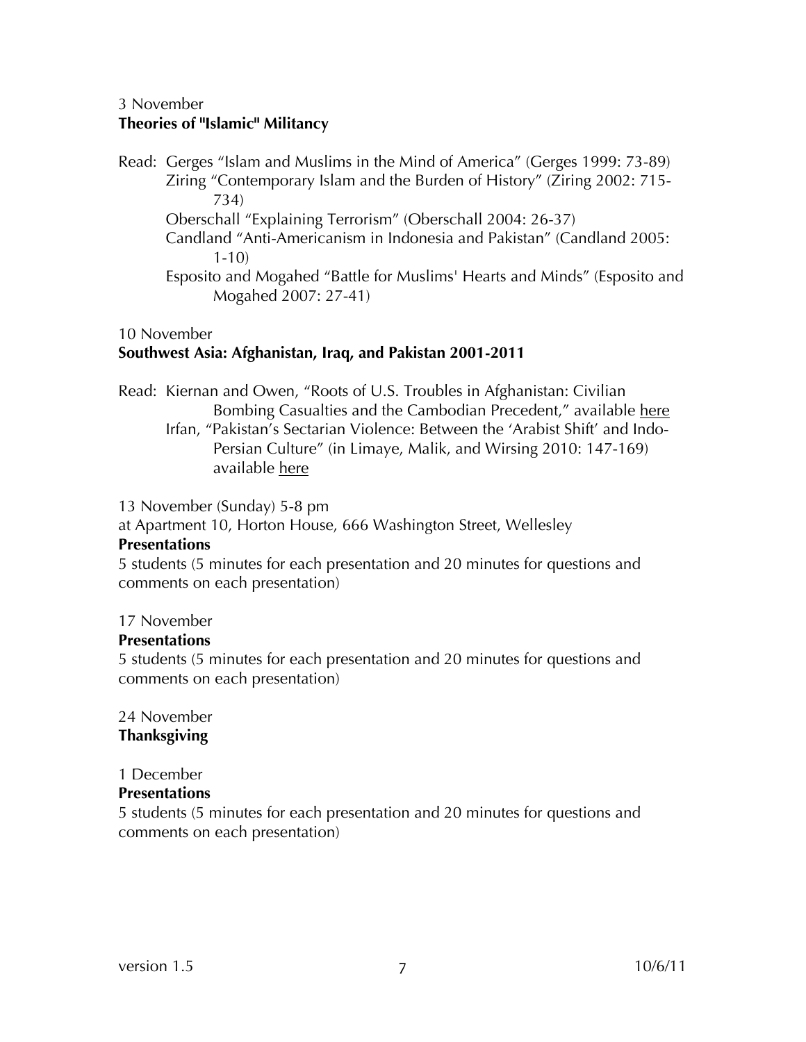3 November
**Theories of "Islamic" Militancy**

Read: Gerges "Islam and Muslims in the Mind of America" (Gerges 1999: 73-89)
Ziring "Contemporary Islam and the Burden of History" (Ziring 2002: 715-734)
Oberschall "Explaining Terrorism" (Oberschall 2004: 26-37)
Candland "Anti-Americanism in Indonesia and Pakistan" (Candland 2005: 1-10)
Esposito and Mogahed "Battle for Muslims' Hearts and Minds" (Esposito and Mogahed 2007: 27-41)

10 November
**Southwest Asia: Afghanistan, Iraq, and Pakistan 2001-2011**

Read: Kiernan and Owen, "Roots of U.S. Troubles in Afghanistan: Civilian Bombing Casualties and the Cambodian Precedent," available here
Irfan, "Pakistan's Sectarian Violence: Between the 'Arabist Shift' and Indo-Persian Culture" (in Limaye, Malik, and Wirsing 2010: 147-169) available here

13 November (Sunday) 5-8 pm
at Apartment 10, Horton House, 666 Washington Street, Wellesley
**Presentations**
5 students (5 minutes for each presentation and 20 minutes for questions and comments on each presentation)

17 November
**Presentations**
5 students (5 minutes for each presentation and 20 minutes for questions and comments on each presentation)

24 November
**Thanksgiving**

1 December
**Presentations**
5 students (5 minutes for each presentation and 20 minutes for questions and comments on each presentation)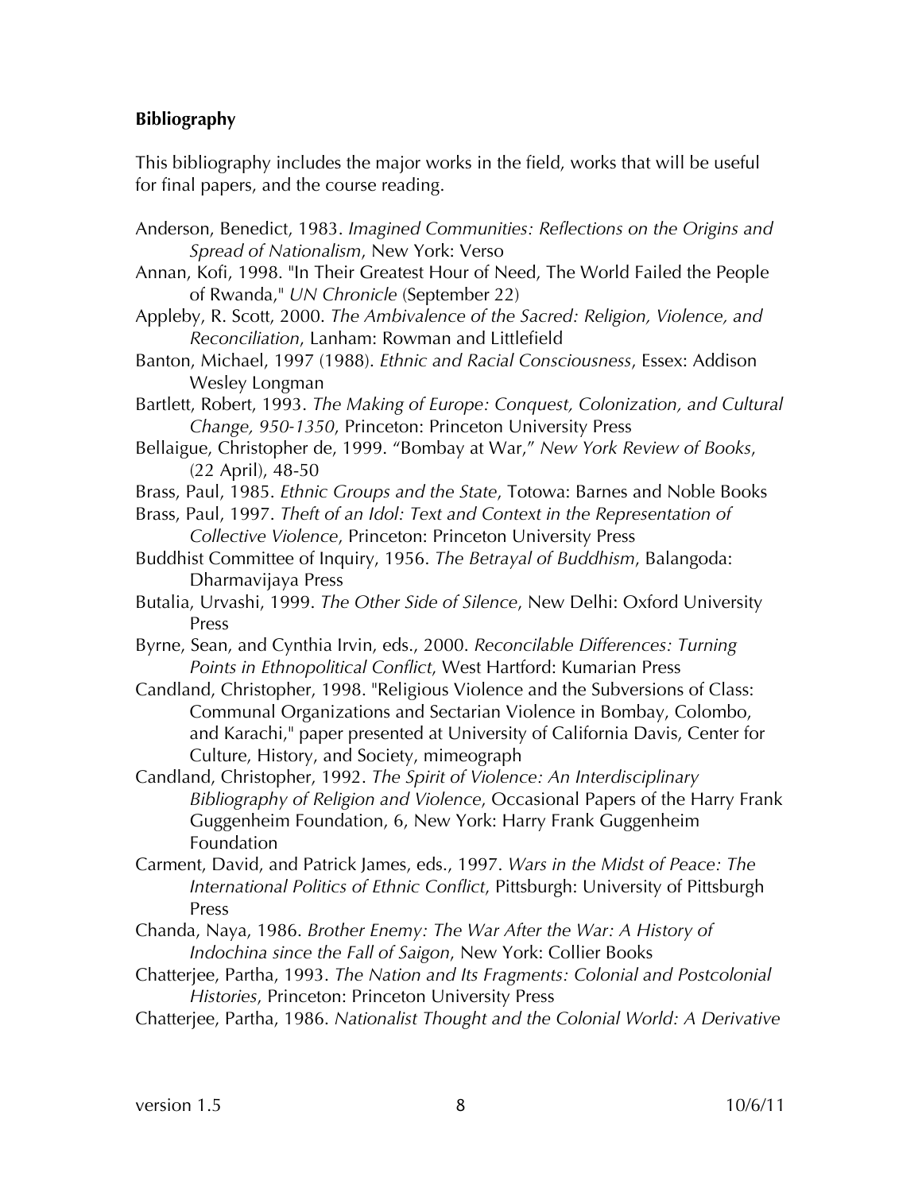**Bibliography**

This bibliography includes the major works in the field, works that will be useful for final papers, and the course reading.

Anderson, Benedict, 1983. *Imagined Communities: Reflections on the Origins and Spread of Nationalism*, New York: Verso

Annan, Kofi, 1998. "In Their Greatest Hour of Need, The World Failed the People of Rwanda," *UN Chronicle* (September 22)

Appleby, R. Scott, 2000. *The Ambivalence of the Sacred: Religion, Violence, and Reconciliation*, Lanham: Rowman and Littlefield

Banton, Michael, 1997 (1988). *Ethnic and Racial Consciousness*, Essex: Addison Wesley Longman

Bartlett, Robert, 1993. *The Making of Europe: Conquest, Colonization, and Cultural Change, 950-1350*, Princeton: Princeton University Press

Bellaigue, Christopher de, 1999. "Bombay at War," *New York Review of Books*, (22 April), 48-50

Brass, Paul, 1985. *Ethnic Groups and the State*, Totowa: Barnes and Noble Books

Brass, Paul, 1997. *Theft of an Idol: Text and Context in the Representation of Collective Violence*, Princeton: Princeton University Press

Buddhist Committee of Inquiry, 1956. *The Betrayal of Buddhism*, Balangoda: Dharmavijaya Press

Butalia, Urvashi, 1999. *The Other Side of Silence*, New Delhi: Oxford University Press

Byrne, Sean, and Cynthia Irvin, eds., 2000. *Reconcilable Differences: Turning Points in Ethnopolitical Conflict*, West Hartford: Kumarian Press

Candland, Christopher, 1998. "Religious Violence and the Subversions of Class: Communal Organizations and Sectarian Violence in Bombay, Colombo, and Karachi," paper presented at University of California Davis, Center for Culture, History, and Society, mimeograph

Candland, Christopher, 1992. *The Spirit of Violence: An Interdisciplinary Bibliography of Religion and Violence*, Occasional Papers of the Harry Frank Guggenheim Foundation, 6, New York: Harry Frank Guggenheim Foundation

Carment, David, and Patrick James, eds., 1997. *Wars in the Midst of Peace: The International Politics of Ethnic Conflict*, Pittsburgh: University of Pittsburgh Press

Chanda, Naya, 1986. *Brother Enemy: The War After the War: A History of Indochina since the Fall of Saigon*, New York: Collier Books

Chatterjee, Partha, 1993. *The Nation and Its Fragments: Colonial and Postcolonial Histories*, Princeton: Princeton University Press

Chatterjee, Partha, 1986. *Nationalist Thought and the Colonial World: A Derivative*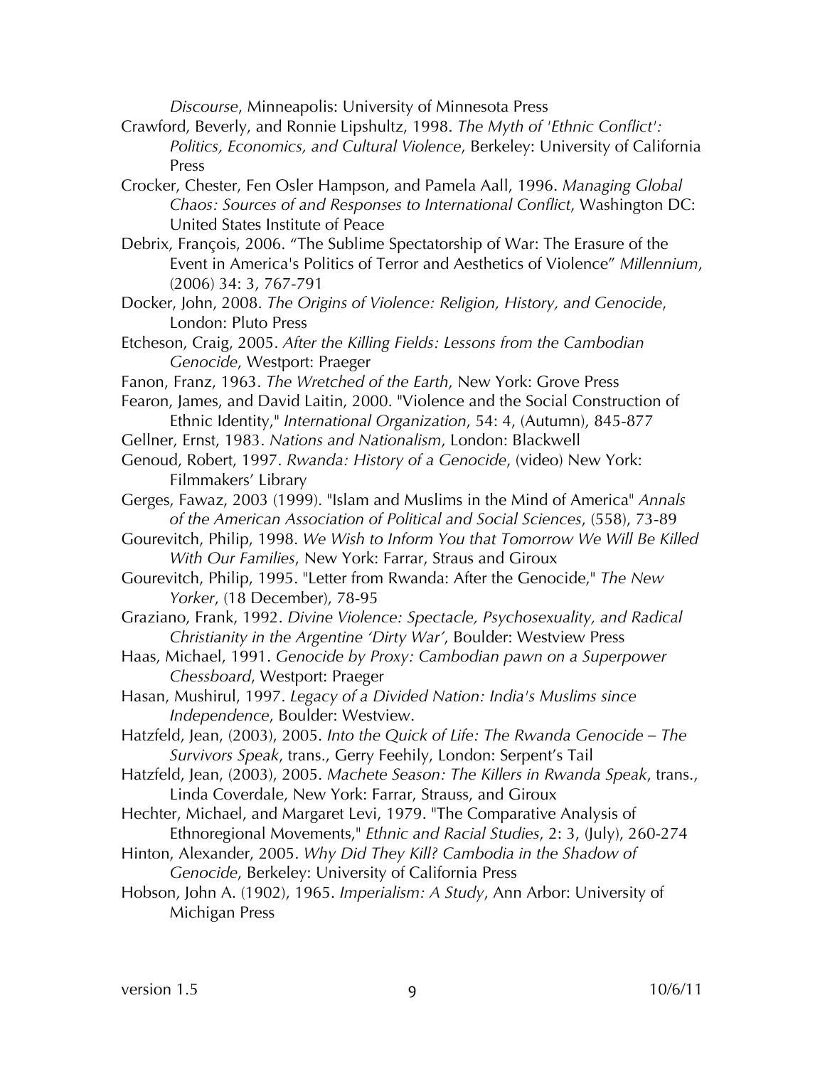*Discourse*, Minneapolis: University of Minnesota Press

Crawford, Beverly, and Ronnie Lipshultz, 1998. *The Myth of 'Ethnic Conflict': Politics, Economics, and Cultural Violence*, Berkeley: University of California Press

Crocker, Chester, Fen Osler Hampson, and Pamela Aall, 1996. *Managing Global Chaos: Sources of and Responses to International Conflict*, Washington DC: United States Institute of Peace

Debrix, François, 2006. "The Sublime Spectatorship of War: The Erasure of the Event in America's Politics of Terror and Aesthetics of Violence" *Millennium*, (2006) 34: 3, 767-791

Docker, John, 2008. *The Origins of Violence: Religion, History, and Genocide*, London: Pluto Press

Etcheson, Craig, 2005. *After the Killing Fields: Lessons from the Cambodian Genocide*, Westport: Praeger

Fanon, Franz, 1963. *The Wretched of the Earth*, New York: Grove Press

Fearon, James, and David Laitin, 2000. "Violence and the Social Construction of Ethnic Identity," *International Organization*, 54: 4, (Autumn), 845-877

Gellner, Ernst, 1983. *Nations and Nationalism*, London: Blackwell

Genoud, Robert, 1997. *Rwanda: History of a Genocide*, (video) New York: Filmmakers' Library

Gerges, Fawaz, 2003 (1999). "Islam and Muslims in the Mind of America" *Annals of the American Association of Political and Social Sciences*, (558), 73-89

Gourevitch, Philip, 1998. *We Wish to Inform You that Tomorrow We Will Be Killed With Our Families*, New York: Farrar, Straus and Giroux

Gourevitch, Philip, 1995. "Letter from Rwanda: After the Genocide," *The New Yorker*, (18 December), 78-95

Graziano, Frank, 1992. *Divine Violence: Spectacle, Psychosexuality, and Radical Christianity in the Argentine 'Dirty War'*, Boulder: Westview Press

Haas, Michael, 1991. *Genocide by Proxy: Cambodian pawn on a Superpower Chessboard*, Westport: Praeger

Hasan, Mushirul, 1997. *Legacy of a Divided Nation: India's Muslims since Independence*, Boulder: Westview.

Hatzfeld, Jean, (2003), 2005. *Into the Quick of Life: The Rwanda Genocide – The Survivors Speak*, trans., Gerry Feehily, London: Serpent's Tail

Hatzfeld, Jean, (2003), 2005. *Machete Season: The Killers in Rwanda Speak*, trans., Linda Coverdale, New York: Farrar, Strauss, and Giroux

Hechter, Michael, and Margaret Levi, 1979. "The Comparative Analysis of Ethnoregional Movements," *Ethnic and Racial Studies*, 2: 3, (July), 260-274

Hinton, Alexander, 2005. *Why Did They Kill? Cambodia in the Shadow of Genocide*, Berkeley: University of California Press

Hobson, John A. (1902), 1965. *Imperialism: A Study*, Ann Arbor: University of Michigan Press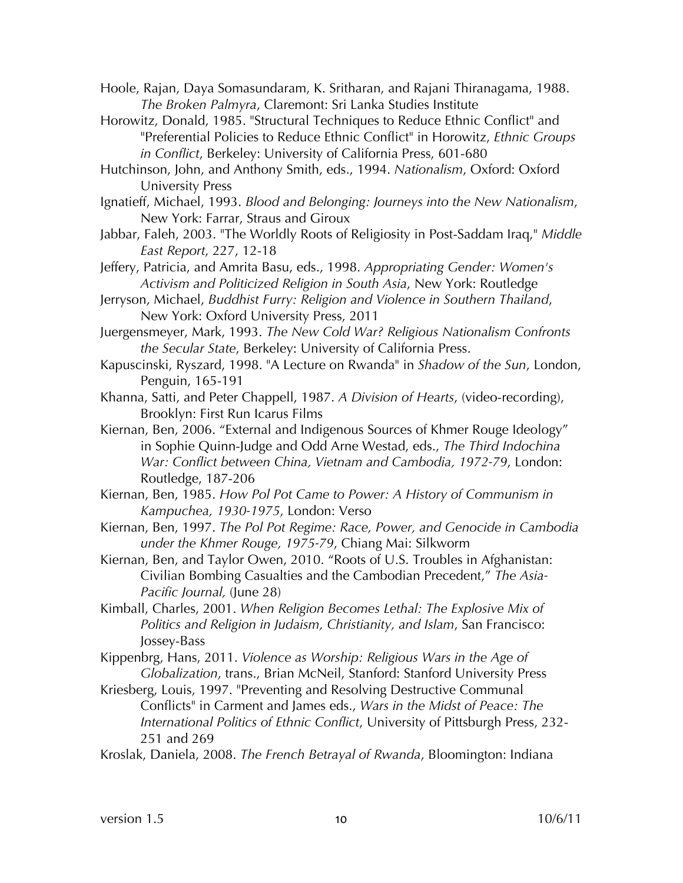Hoole, Rajan, Daya Somasundaram, K. Sritharan, and Rajani Thiranagama, 1988. *The Broken Palmyra*, Claremont: Sri Lanka Studies Institute

Horowitz, Donald, 1985. "Structural Techniques to Reduce Ethnic Conflict" and "Preferential Policies to Reduce Ethnic Conflict" in Horowitz, *Ethnic Groups in Conflict*, Berkeley: University of California Press, 601-680

Hutchinson, John, and Anthony Smith, eds., 1994. *Nationalism*, Oxford: Oxford University Press

Ignatieff, Michael, 1993. *Blood and Belonging: Journeys into the New Nationalism*, New York: Farrar, Straus and Giroux

Jabbar, Faleh, 2003. "The Worldly Roots of Religiosity in Post-Saddam Iraq," *Middle East Report*, 227, 12-18

Jeffery, Patricia, and Amrita Basu, eds., 1998. *Appropriating Gender: Women's Activism and Politicized Religion in South Asia*, New York: Routledge

Jerryson, Michael, *Buddhist Furry: Religion and Violence in Southern Thailand*, New York: Oxford University Press, 2011

Juergensmeyer, Mark, 1993. *The New Cold War? Religious Nationalism Confronts the Secular State*, Berkeley: University of California Press.

Kapuscinski, Ryszard, 1998. "A Lecture on Rwanda" in *Shadow of the Sun*, London, Penguin, 165-191

Khanna, Satti, and Peter Chappell, 1987. *A Division of Hearts*, (video-recording), Brooklyn: First Run Icarus Films

Kiernan, Ben, 2006. "External and Indigenous Sources of Khmer Rouge Ideology" in Sophie Quinn-Judge and Odd Arne Westad, eds., *The Third Indochina War: Conflict between China, Vietnam and Cambodia, 1972-79*, London: Routledge, 187-206

Kiernan, Ben, 1985. *How Pol Pot Came to Power: A History of Communism in Kampuchea, 1930-1975*, London: Verso

Kiernan, Ben, 1997. *The Pol Pot Regime: Race, Power, and Genocide in Cambodia under the Khmer Rouge, 1975-79*, Chiang Mai: Silkworm

Kiernan, Ben, and Taylor Owen, 2010. "Roots of U.S. Troubles in Afghanistan: Civilian Bombing Casualties and the Cambodian Precedent," *The Asia-Pacific Journal,* (June 28)

Kimball, Charles, 2001. *When Religion Becomes Lethal: The Explosive Mix of Politics and Religion in Judaism, Christianity, and Islam*, San Francisco: Jossey-Bass

Kippenbrg, Hans, 2011. *Violence as Worship: Religious Wars in the Age of Globalization*, trans., Brian McNeil, Stanford: Stanford University Press

Kriesberg, Louis, 1997. "Preventing and Resolving Destructive Communal Conflicts" in Carment and James eds., *Wars in the Midst of Peace: The International Politics of Ethnic Conflict*, University of Pittsburgh Press, 232-251 and 269

Kroslak, Daniela, 2008. *The French Betrayal of Rwanda*, Bloomington: Indiana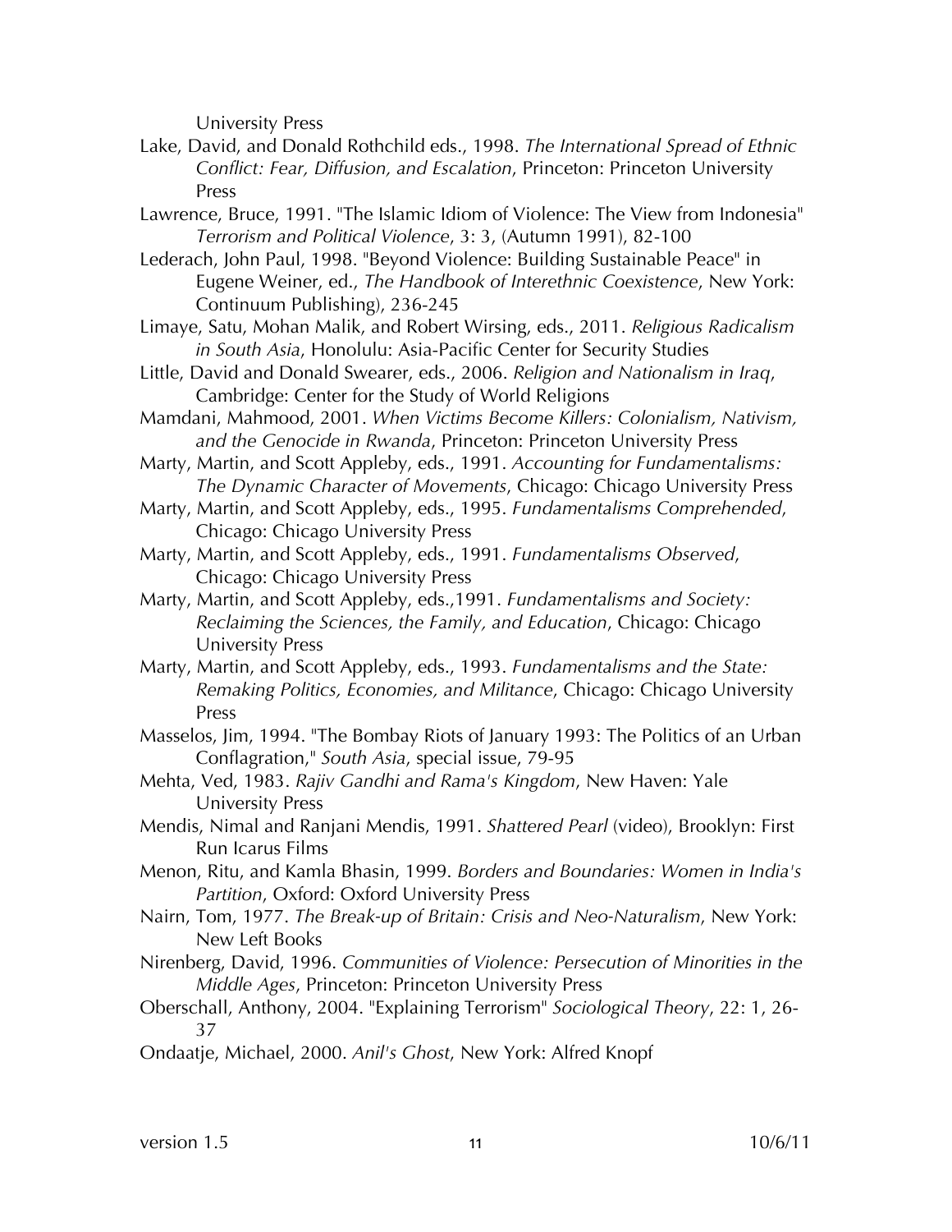University Press

Lake, David, and Donald Rothchild eds., 1998. *The International Spread of Ethnic Conflict: Fear, Diffusion, and Escalation*, Princeton: Princeton University Press

Lawrence, Bruce, 1991. "The Islamic Idiom of Violence: The View from Indonesia" *Terrorism and Political Violence*, 3: 3, (Autumn 1991), 82-100

Lederach, John Paul, 1998. "Beyond Violence: Building Sustainable Peace" in Eugene Weiner, ed., *The Handbook of Interethnic Coexistence*, New York: Continuum Publishing), 236-245

Limaye, Satu, Mohan Malik, and Robert Wirsing, eds., 2011. *Religious Radicalism in South Asia*, Honolulu: Asia-Pacific Center for Security Studies

Little, David and Donald Swearer, eds., 2006. *Religion and Nationalism in Iraq*, Cambridge: Center for the Study of World Religions

Mamdani, Mahmood, 2001. *When Victims Become Killers: Colonialism, Nativism, and the Genocide in Rwanda*, Princeton: Princeton University Press

Marty, Martin, and Scott Appleby, eds., 1991. *Accounting for Fundamentalisms: The Dynamic Character of Movements*, Chicago: Chicago University Press

Marty, Martin, and Scott Appleby, eds., 1995. *Fundamentalisms Comprehended*, Chicago: Chicago University Press

Marty, Martin, and Scott Appleby, eds., 1991. *Fundamentalisms Observed*, Chicago: Chicago University Press

Marty, Martin, and Scott Appleby, eds.,1991. *Fundamentalisms and Society: Reclaiming the Sciences, the Family, and Education*, Chicago: Chicago University Press

Marty, Martin, and Scott Appleby, eds., 1993. *Fundamentalisms and the State: Remaking Politics, Economies, and Militance*, Chicago: Chicago University Press

Masselos, Jim, 1994. "The Bombay Riots of January 1993: The Politics of an Urban Conflagration," *South Asia*, special issue, 79-95

Mehta, Ved, 1983. *Rajiv Gandhi and Rama's Kingdom*, New Haven: Yale University Press

Mendis, Nimal and Ranjani Mendis, 1991. *Shattered Pearl* (video), Brooklyn: First Run Icarus Films

Menon, Ritu, and Kamla Bhasin, 1999. *Borders and Boundaries: Women in India's Partition*, Oxford: Oxford University Press

Nairn, Tom, 1977. *The Break-up of Britain: Crisis and Neo-Naturalism*, New York: New Left Books

Nirenberg, David, 1996. *Communities of Violence: Persecution of Minorities in the Middle Ages*, Princeton: Princeton University Press

Oberschall, Anthony, 2004. "Explaining Terrorism" *Sociological Theory*, 22: 1, 26-37

Ondaatje, Michael, 2000. *Anil's Ghost*, New York: Alfred Knopf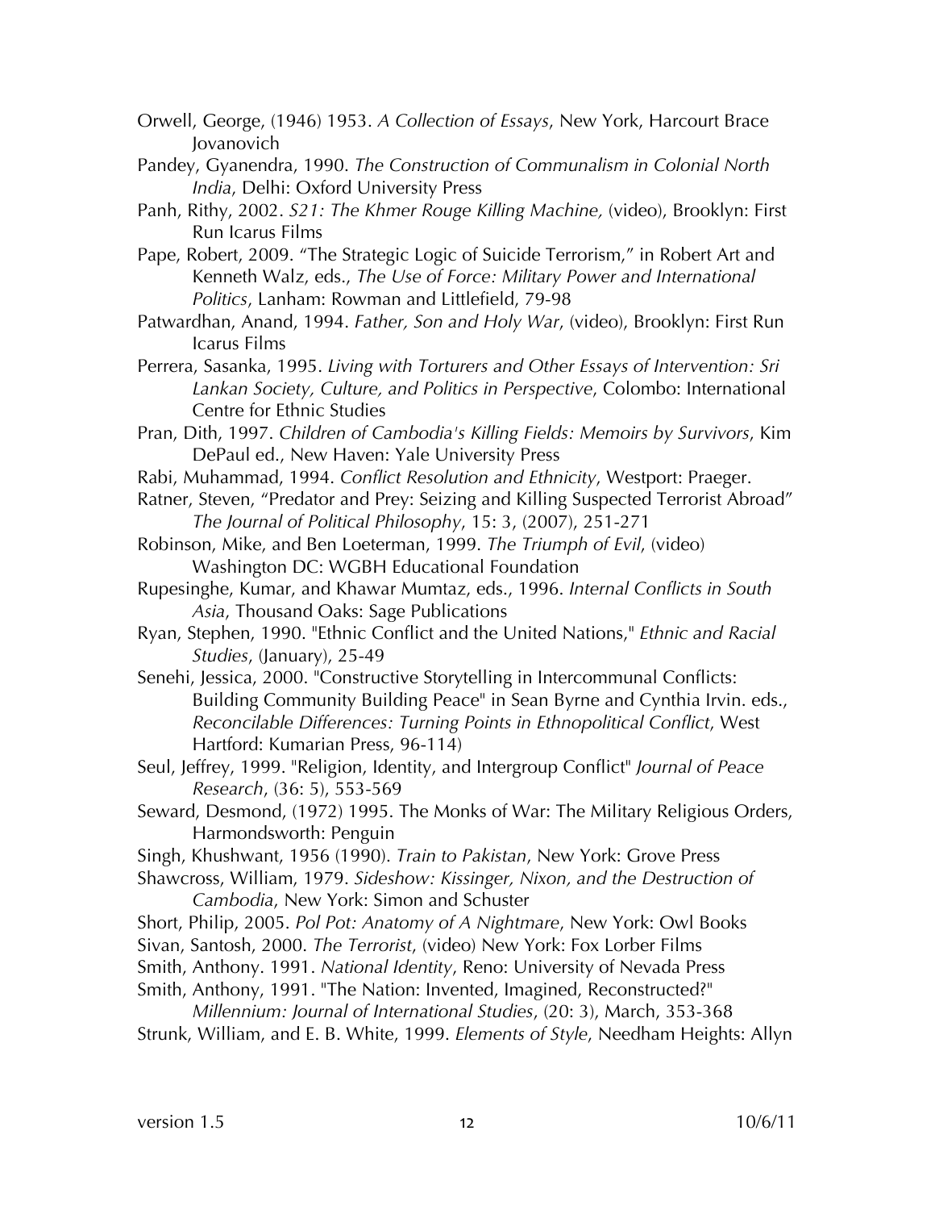Orwell, George, (1946) 1953. *A Collection of Essays*, New York, Harcourt Brace Jovanovich

Pandey, Gyanendra, 1990. *The Construction of Communalism in Colonial North India*, Delhi: Oxford University Press

Panh, Rithy, 2002. *S21: The Khmer Rouge Killing Machine,* (video), Brooklyn: First Run Icarus Films

Pape, Robert, 2009. "The Strategic Logic of Suicide Terrorism," in Robert Art and Kenneth Walz, eds., *The Use of Force: Military Power and International Politics*, Lanham: Rowman and Littlefield, 79-98

Patwardhan, Anand, 1994. *Father, Son and Holy War*, (video), Brooklyn: First Run Icarus Films

Perrera, Sasanka, 1995. *Living with Torturers and Other Essays of Intervention: Sri Lankan Society, Culture, and Politics in Perspective*, Colombo: International Centre for Ethnic Studies

Pran, Dith, 1997. *Children of Cambodia's Killing Fields: Memoirs by Survivors*, Kim DePaul ed., New Haven: Yale University Press

Rabi, Muhammad, 1994. *Conflict Resolution and Ethnicity*, Westport: Praeger.

Ratner, Steven, "Predator and Prey: Seizing and Killing Suspected Terrorist Abroad" *The Journal of Political Philosophy*, 15: 3, (2007), 251-271

Robinson, Mike, and Ben Loeterman, 1999. *The Triumph of Evil*, (video) Washington DC: WGBH Educational Foundation

Rupesinghe, Kumar, and Khawar Mumtaz, eds., 1996. *Internal Conflicts in South Asia*, Thousand Oaks: Sage Publications

Ryan, Stephen, 1990. "Ethnic Conflict and the United Nations," *Ethnic and Racial Studies*, (January), 25-49

Senehi, Jessica, 2000. "Constructive Storytelling in Intercommunal Conflicts: Building Community Building Peace" in Sean Byrne and Cynthia Irvin. eds., *Reconcilable Differences: Turning Points in Ethnopolitical Conflict*, West Hartford: Kumarian Press, 96-114)

Seul, Jeffrey, 1999. "Religion, Identity, and Intergroup Conflict" *Journal of Peace Research*, (36: 5), 553-569

Seward, Desmond, (1972) 1995. The Monks of War: The Military Religious Orders, Harmondsworth: Penguin

Singh, Khushwant, 1956 (1990). *Train to Pakistan*, New York: Grove Press

Shawcross, William, 1979. *Sideshow: Kissinger, Nixon, and the Destruction of Cambodia*, New York: Simon and Schuster

Short, Philip, 2005. *Pol Pot: Anatomy of A Nightmare*, New York: Owl Books

Sivan, Santosh, 2000. *The Terrorist*, (video) New York: Fox Lorber Films

Smith, Anthony. 1991. *National Identity*, Reno: University of Nevada Press

Smith, Anthony, 1991. "The Nation: Invented, Imagined, Reconstructed?" *Millennium: Journal of International Studies*, (20: 3), March, 353-368

Strunk, William, and E. B. White, 1999. *Elements of Style*, Needham Heights: Allyn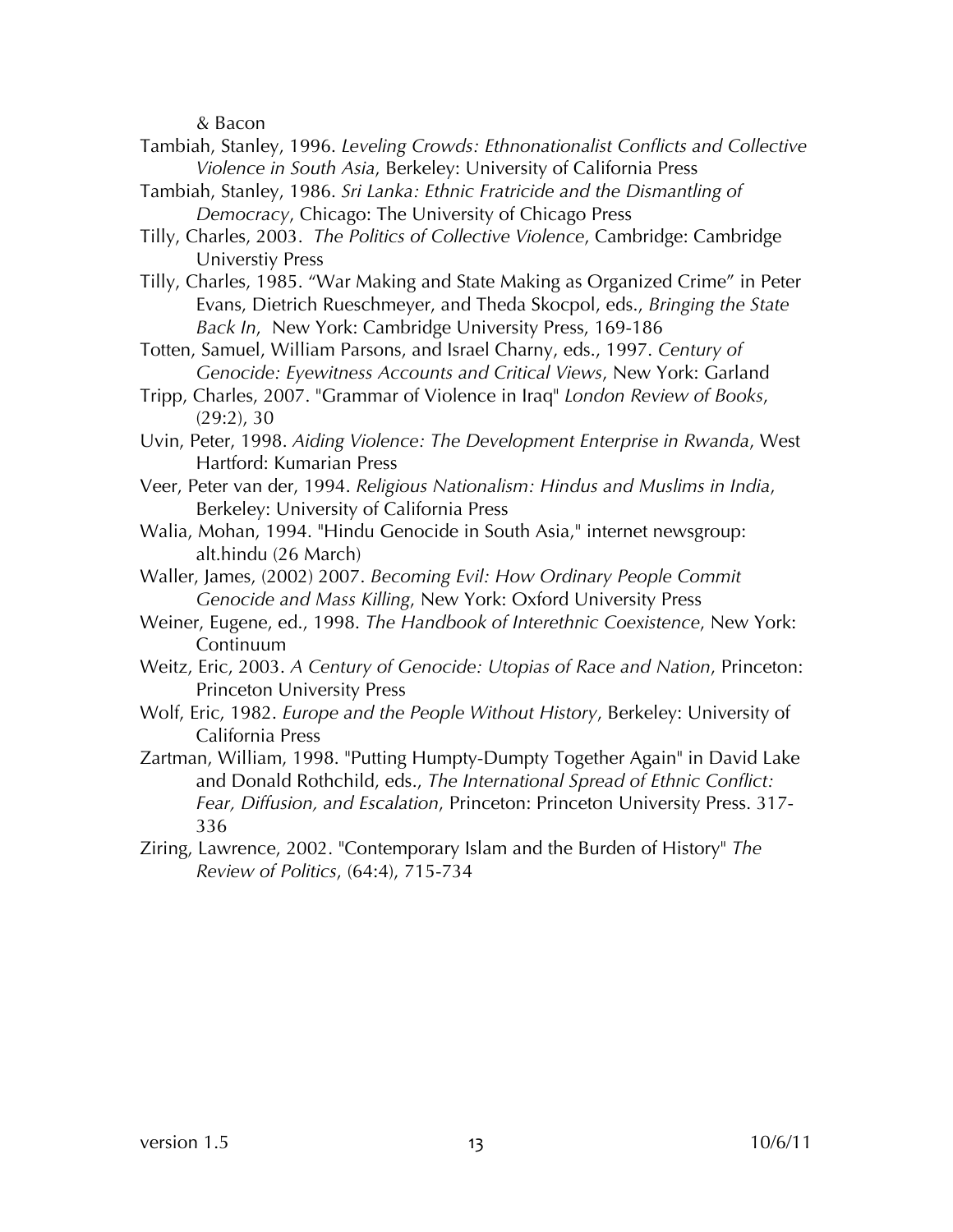& Bacon

Tambiah, Stanley, 1996. *Leveling Crowds: Ethnonationalist Conflicts and Collective Violence in South Asia*, Berkeley: University of California Press

Tambiah, Stanley, 1986. *Sri Lanka: Ethnic Fratricide and the Dismantling of Democracy*, Chicago: The University of Chicago Press

Tilly, Charles, 2003. *The Politics of Collective Violence*, Cambridge: Cambridge Universtiy Press

Tilly, Charles, 1985. "War Making and State Making as Organized Crime" in Peter Evans, Dietrich Rueschmeyer, and Theda Skocpol, eds., *Bringing the State Back In*, New York: Cambridge University Press, 169-186

Totten, Samuel, William Parsons, and Israel Charny, eds., 1997. *Century of Genocide: Eyewitness Accounts and Critical Views*, New York: Garland

Tripp, Charles, 2007. "Grammar of Violence in Iraq" *London Review of Books*, (29:2), 30

Uvin, Peter, 1998. *Aiding Violence: The Development Enterprise in Rwanda*, West Hartford: Kumarian Press

Veer, Peter van der, 1994. *Religious Nationalism: Hindus and Muslims in India*, Berkeley: University of California Press

Walia, Mohan, 1994. "Hindu Genocide in South Asia," internet newsgroup: alt.hindu (26 March)

Waller, James, (2002) 2007. *Becoming Evil: How Ordinary People Commit Genocide and Mass Killing*, New York: Oxford University Press

Weiner, Eugene, ed., 1998. *The Handbook of Interethnic Coexistence*, New York: Continuum

Weitz, Eric, 2003. *A Century of Genocide: Utopias of Race and Nation*, Princeton: Princeton University Press

Wolf, Eric, 1982. *Europe and the People Without History*, Berkeley: University of California Press

Zartman, William, 1998. "Putting Humpty-Dumpty Together Again" in David Lake and Donald Rothchild, eds., *The International Spread of Ethnic Conflict: Fear, Diffusion, and Escalation*, Princeton: Princeton University Press. 317-336

Ziring, Lawrence, 2002. "Contemporary Islam and the Burden of History" *The Review of Politics*, (64:4), 715-734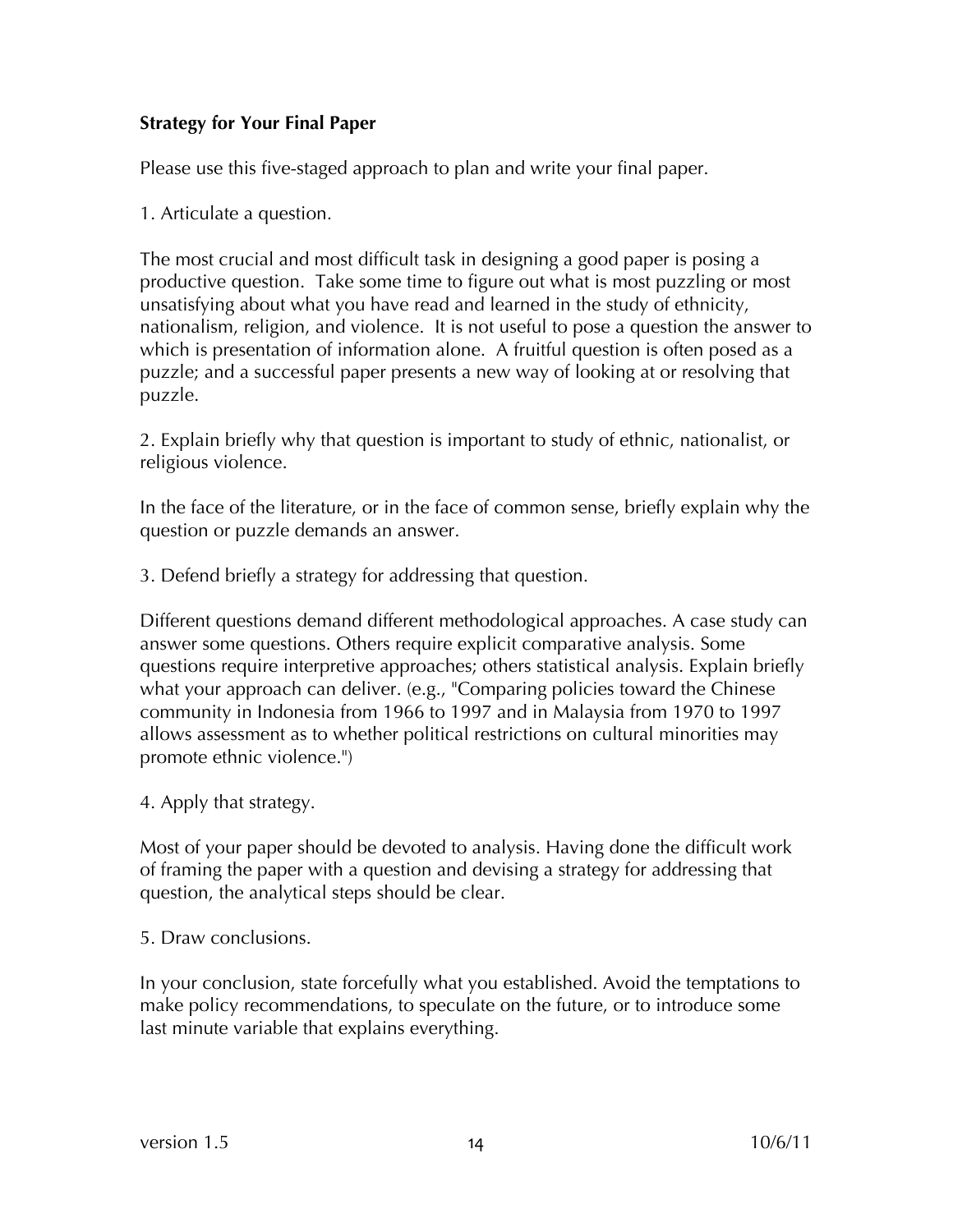**Strategy for Your Final Paper**

Please use this five-staged approach to plan and write your final paper.

1. Articulate a question.

The most crucial and most difficult task in designing a good paper is posing a productive question. Take some time to figure out what is most puzzling or most unsatisfying about what you have read and learned in the study of ethnicity, nationalism, religion, and violence. It is not useful to pose a question the answer to which is presentation of information alone. A fruitful question is often posed as a puzzle; and a successful paper presents a new way of looking at or resolving that puzzle.

2. Explain briefly why that question is important to study of ethnic, nationalist, or religious violence.

In the face of the literature, or in the face of common sense, briefly explain why the question or puzzle demands an answer.

3. Defend briefly a strategy for addressing that question.

Different questions demand different methodological approaches. A case study can answer some questions. Others require explicit comparative analysis. Some questions require interpretive approaches; others statistical analysis. Explain briefly what your approach can deliver. (e.g., "Comparing policies toward the Chinese community in Indonesia from 1966 to 1997 and in Malaysia from 1970 to 1997 allows assessment as to whether political restrictions on cultural minorities may promote ethnic violence.")

4. Apply that strategy.

Most of your paper should be devoted to analysis. Having done the difficult work of framing the paper with a question and devising a strategy for addressing that question, the analytical steps should be clear.

5. Draw conclusions.

In your conclusion, state forcefully what you established. Avoid the temptations to make policy recommendations, to speculate on the future, or to introduce some last minute variable that explains everything.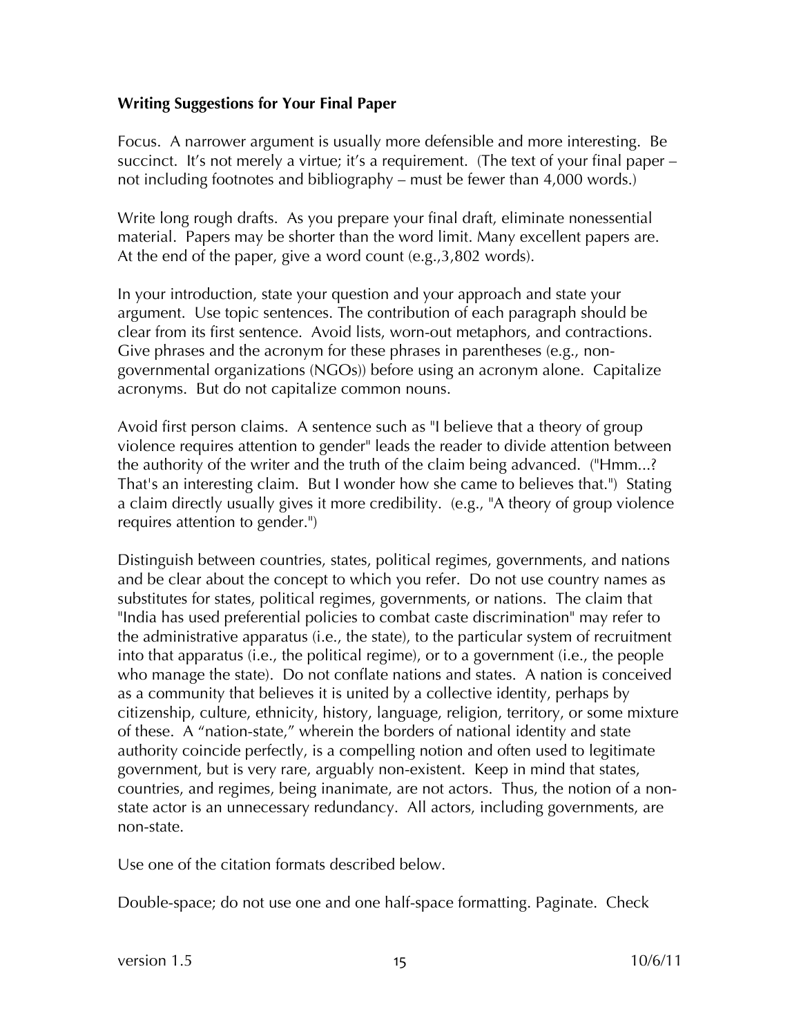**Writing Suggestions for Your Final Paper**

Focus. A narrower argument is usually more defensible and more interesting. Be succinct. It's not merely a virtue; it's a requirement. (The text of your final paper – not including footnotes and bibliography – must be fewer than 4,000 words.)

Write long rough drafts. As you prepare your final draft, eliminate nonessential material. Papers may be shorter than the word limit. Many excellent papers are. At the end of the paper, give a word count (e.g.,3,802 words).

In your introduction, state your question and your approach and state your argument. Use topic sentences. The contribution of each paragraph should be clear from its first sentence. Avoid lists, worn-out metaphors, and contractions. Give phrases and the acronym for these phrases in parentheses (e.g., non-governmental organizations (NGOs)) before using an acronym alone. Capitalize acronyms. But do not capitalize common nouns.

Avoid first person claims. A sentence such as "I believe that a theory of group violence requires attention to gender" leads the reader to divide attention between the authority of the writer and the truth of the claim being advanced. ("Hmm...? That's an interesting claim. But I wonder how she came to believes that.") Stating a claim directly usually gives it more credibility. (e.g., "A theory of group violence requires attention to gender.")

Distinguish between countries, states, political regimes, governments, and nations and be clear about the concept to which you refer. Do not use country names as substitutes for states, political regimes, governments, or nations. The claim that "India has used preferential policies to combat caste discrimination" may refer to the administrative apparatus (i.e., the state), to the particular system of recruitment into that apparatus (i.e., the political regime), or to a government (i.e., the people who manage the state). Do not conflate nations and states. A nation is conceived as a community that believes it is united by a collective identity, perhaps by citizenship, culture, ethnicity, history, language, religion, territory, or some mixture of these. A "nation-state," wherein the borders of national identity and state authority coincide perfectly, is a compelling notion and often used to legitimate government, but is very rare, arguably non-existent. Keep in mind that states, countries, and regimes, being inanimate, are not actors. Thus, the notion of a non-state actor is an unnecessary redundancy. All actors, including governments, are non-state.

Use one of the citation formats described below.

Double-space; do not use one and one half-space formatting. Paginate. Check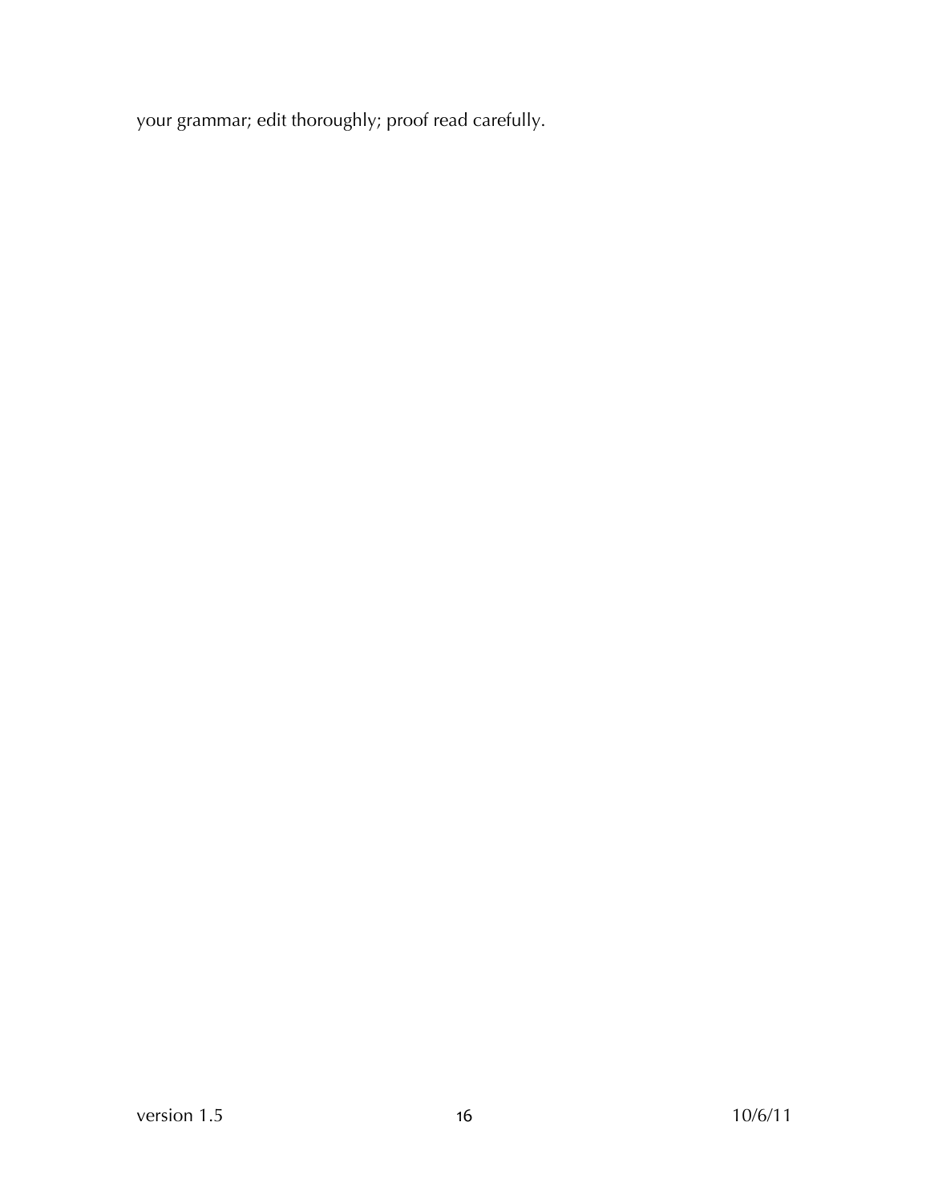your grammar; edit thoroughly; proof read carefully.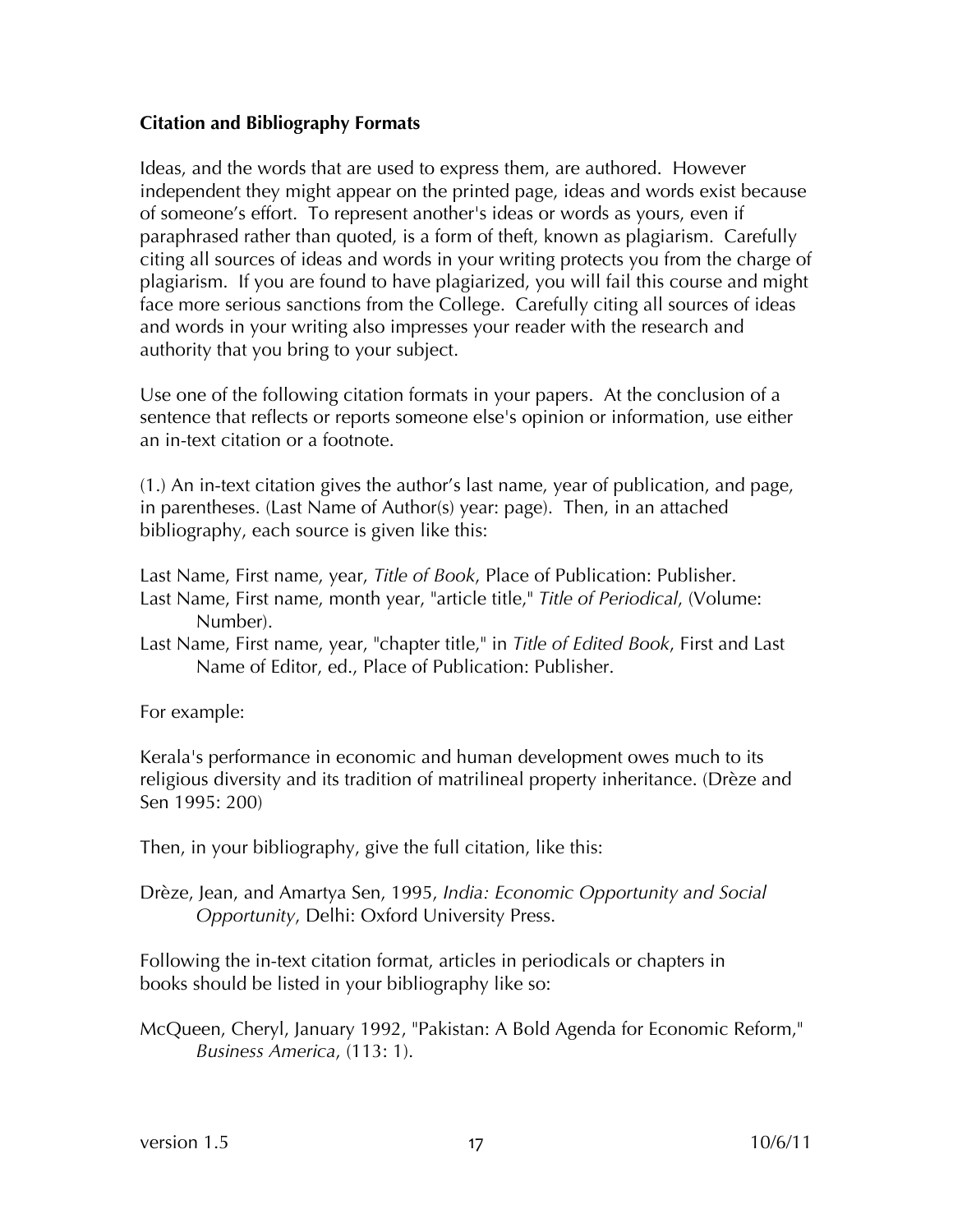**Citation and Bibliography Formats**

Ideas, and the words that are used to express them, are authored. However independent they might appear on the printed page, ideas and words exist because of someone's effort. To represent another's ideas or words as yours, even if paraphrased rather than quoted, is a form of theft, known as plagiarism. Carefully citing all sources of ideas and words in your writing protects you from the charge of plagiarism. If you are found to have plagiarized, you will fail this course and might face more serious sanctions from the College. Carefully citing all sources of ideas and words in your writing also impresses your reader with the research and authority that you bring to your subject.

Use one of the following citation formats in your papers. At the conclusion of a sentence that reflects or reports someone else's opinion or information, use either an in-text citation or a footnote.

(1.) An in-text citation gives the author's last name, year of publication, and page, in parentheses. (Last Name of Author(s) year: page). Then, in an attached bibliography, each source is given like this:

Last Name, First name, year, *Title of Book*, Place of Publication: Publisher.
Last Name, First name, month year, "article title," *Title of Periodical*, (Volume: Number).
Last Name, First name, year, "chapter title," in *Title of Edited Book*, First and Last Name of Editor, ed., Place of Publication: Publisher.

For example:

Kerala's performance in economic and human development owes much to its religious diversity and its tradition of matrilineal property inheritance. (Drèze and Sen 1995: 200)

Then, in your bibliography, give the full citation, like this:

Drèze, Jean, and Amartya Sen, 1995, *India: Economic Opportunity and Social Opportunity*, Delhi: Oxford University Press.

Following the in-text citation format, articles in periodicals or chapters in books should be listed in your bibliography like so:

McQueen, Cheryl, January 1992, "Pakistan: A Bold Agenda for Economic Reform," *Business America*, (113: 1).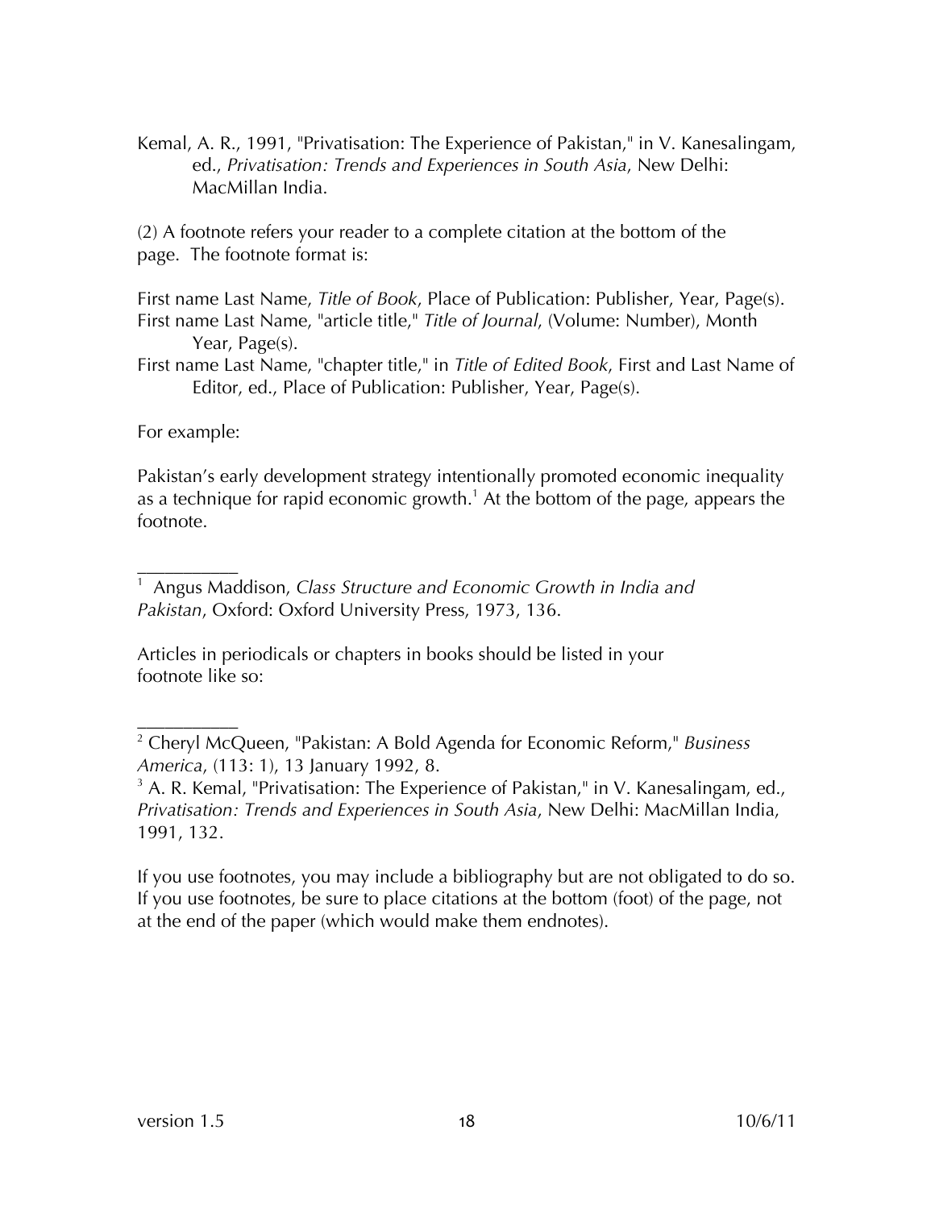Kemal, A. R., 1991, "Privatisation: The Experience of Pakistan," in V. Kanesalingam, ed., *Privatisation: Trends and Experiences in South Asia*, New Delhi: MacMillan India.

(2) A footnote refers your reader to a complete citation at the bottom of the page. The footnote format is:

First name Last Name, *Title of Book*, Place of Publication: Publisher, Year, Page(s).
First name Last Name, "article title," *Title of Journal*, (Volume: Number), Month Year, Page(s).
First name Last Name, "chapter title," in *Title of Edited Book*, First and Last Name of Editor, ed., Place of Publication: Publisher, Year, Page(s).

For example:

Pakistan's early development strategy intentionally promoted economic inequality as a technique for rapid economic growth.[1] At the bottom of the page, appears the footnote.

__________

[1] Angus Maddison, *Class Structure and Economic Growth in India and Pakistan*, Oxford: Oxford University Press, 1973, 136.

Articles in periodicals or chapters in books should be listed in your footnote like so:

__________

[2] Cheryl McQueen, "Pakistan: A Bold Agenda for Economic Reform," *Business America*, (113: 1), 13 January 1992, 8.
[3] A. R. Kemal, "Privatisation: The Experience of Pakistan," in V. Kanesalingam, ed., *Privatisation: Trends and Experiences in South Asia*, New Delhi: MacMillan India, 1991, 132.

If you use footnotes, you may include a bibliography but are not obligated to do so. If you use footnotes, be sure to place citations at the bottom (foot) of the page, not at the end of the paper (which would make them endnotes).